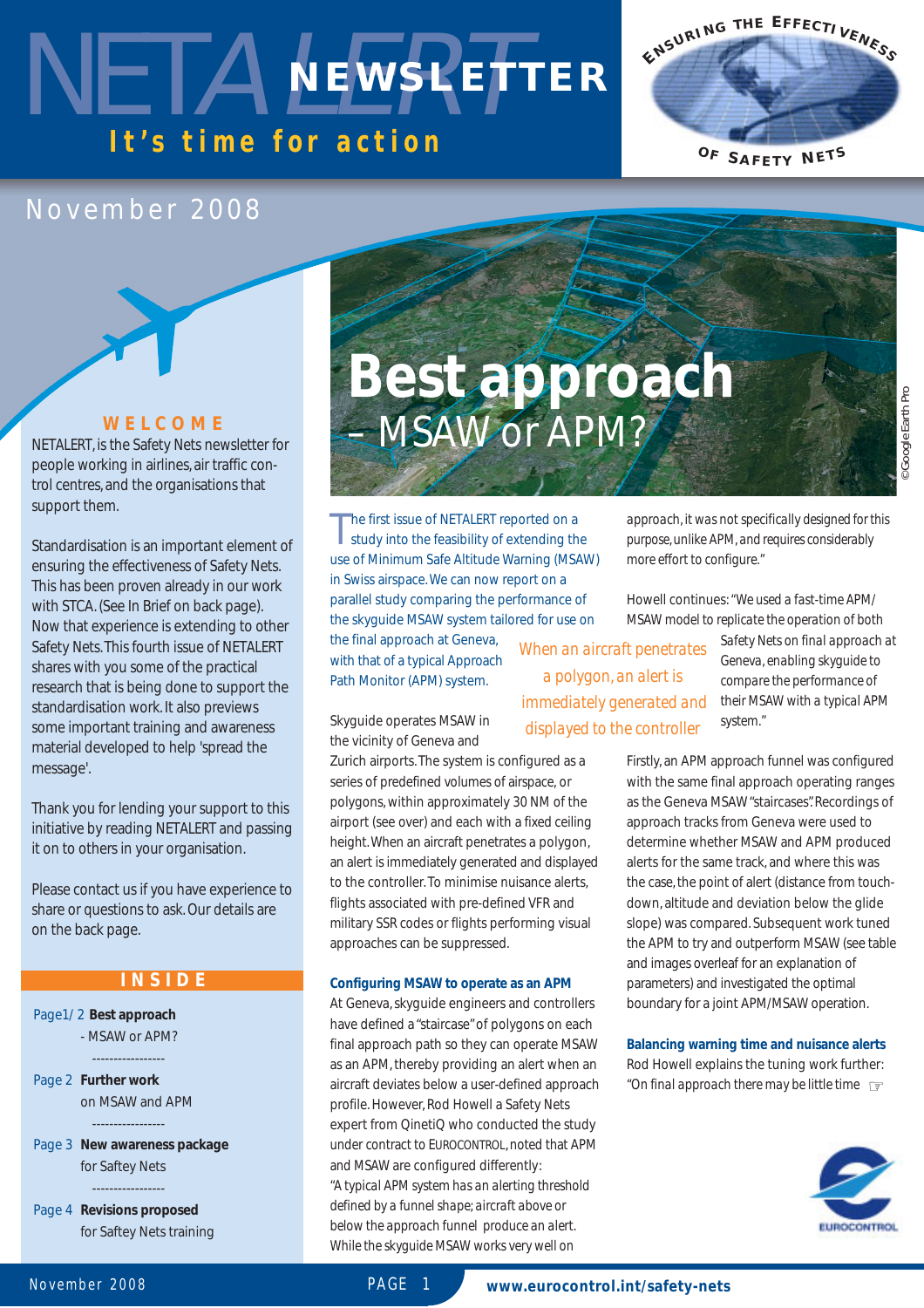# NETALERT NEWSLETTER

**It's time for action**

ENSURING THE EFFECTIVENESS OF SAFETY NETS

November 2008

## WELCOME

NETALERT, is the Safety Nets newsletter for people working in airlines, air traffic control centres, and the organisations that support them.

Standardisation is an important element of ensuring the effectiveness of Safety Nets. This has been proven already in our work with STCA. (See In Brief on back page). Now that experience is extending to other Safety Nets. This fourth issue of NETALERT shares with you some of the practical research that is being done to support the standardisation work. It also previews some important training and awareness material developed to help 'spread the message'.

Thank you for lending your support to this initiative by reading NETALERT and passing it on to others in your organisation.

Please contact us if you have experience to share or questions to ask. Our details are on the back page.

## INSIDE

Page1/ 2 **Best approach** - MSAW or APM?

Page 2 **Further work** on MSAW and APM

Page 3 **New awareness package** for Saftey Nets

Page 4 **Revisions proposed** for Saftey Nets training

# Best approach – MSAW or APM?

©Google Earth Pro

The first issue of NETALERT reported on a study into the feasibility of extending the use of Minimum Safe Altitude Warning (MSAW) in Swiss airspace. We can now report on a parallel study comparing the performance of the skyguide MSAW system tailored for use on the final approach at Geneva, with that of a typical Approach Path Monitor (APM) system.

Skyguide operates MSAW in the vicinity of Geneva and Zurich airports. The system is configured as a series of predefined volumes of airspace, or polygons, within approximately 30 NM of the airport (see over) and each with a fixed ceiling height. When an aircraft penetrates a polygon, an alert is immediately generated and displayed to the controller. To minimise nuisance alerts, flights associated with pre-defined VFR and military SSR codes or flights performing visual approaches can be suppressed.

> When an aircraft penetrates a polygon, an alert is immediately generated and displayed to the controller

### Configuring MSAW to operate as an APM

At Geneva, skyguide engineers and controllers have defined a "staircase" of polygons on each final approach path so they can operate MSAW as an APM, thereby providing an alert when an aircraft deviates below a user-defined approach profile. However, Rod Howell a Safety Nets expert from QinetiQ who conducted the study under contract to EUROCONTROL, noted that APM and MSAW are configured differently:

*"A typical APM system has an alerting threshold defined by a funnel shape; aircraft above or below the approach funnel produce an alert. While the skyguide MSAW works very well on approach, it was not specifically designed for this purpose, unlike APM, and requires considerably more effort to configure."*

Howell continues: "We used a fast-time APM/MSAW model to replicate the operation of both Safety Nets on final approach at Geneva, enabling skyguide to compare the performance of their MSAW with a typical APM system."

Firstly, an APM approach funnel was configured with the same final approach operating ranges as the Geneva MSAW "staircases". Recordings of approach tracks from Geneva were used to determine whether MSAW and APM produced alerts for the same track, and where this was the case, the point of alert (distance from touch-down, altitude and deviation below the glide slope) was compared. Subsequent work tuned the APM to try and outperform MSAW (see table and images overleaf for an explanation of parameters) and investigated the optimal boundary for a joint APM/MSAW operation.

### Balancing warning time and nuisance alerts

Rod Howell explains the tuning work further: *"On final approach there may be little time* ☞

EUROCONTROL

www.eurocontrol.int/safety-nets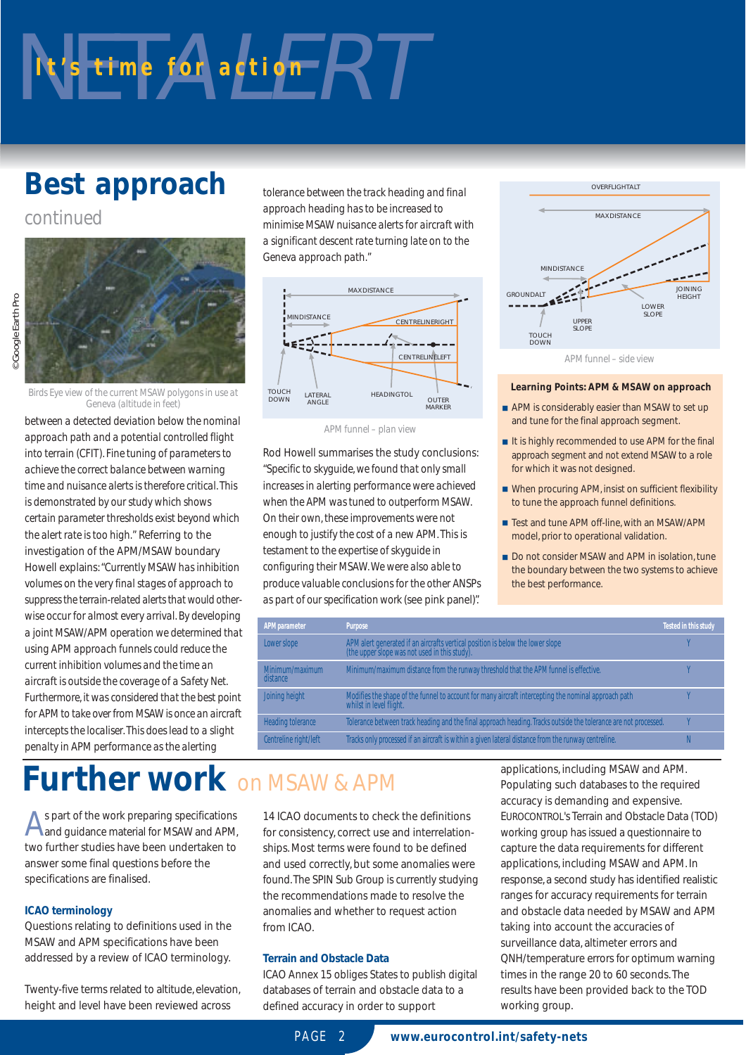# Best approach

continued

Birds Eye view of the current MSAW polygons in use at Geneva (altitude in feet)

between a detected deviation below the nominal approach path and a potential controlled flight into terrain (CFIT). Fine tuning of parameters to achieve the correct balance between warning time and nuisance alerts is therefore critical. This is demonstrated by our study which shows certain parameter thresholds exist beyond which the alert rate is too high." Referring to the investigation of the APM/MSAW boundary Howell explains: "Currently MSAW has inhibition volumes on the very final stages of approach to suppress the terrain-related alerts that would otherwise occur for almost every arrival. By developing a joint MSAW/APM operation we determined that using APM approach funnels could reduce the current inhibition volumes and the time an aircraft is outside the coverage of a Safety Net. Furthermore, it was considered that the best point for APM to take over from MSAW is once an aircraft intercepts the localiser. This does lead to a slight penalty in APM performance as the alerting tolerance between the track heading and final approach heading has to be increased to minimise MSAW nuisance alerts for aircraft with a significant descent rate turning late on to the Geneva approach path."

APM funnel – plan view

Rod Howell summarises the study conclusions: "Specific to skyguide, we found that only small increases in alerting performance were achieved when the APM was tuned to outperform MSAW. On their own, these improvements were not enough to justify the cost of a new APM. This is testament to the expertise of skyguide in configuring their MSAW. We were also able to produce valuable conclusions for the other ANSPs as part of our specification work (see pink panel)".

APM funnel – side view

**Learning Points: APM & MSAW on approach**

- APM is considerably easier than MSAW to set up and tune for the final approach segment.
- It is highly recommended to use APM for the final approach segment and not extend MSAW to a role for which it was not designed.
- When procuring APM, insist on sufficient flexibility to tune the approach funnel definitions.
- Test and tune APM off-line, with an MSAW/APM model, prior to operational validation.
- Do not consider MSAW and APM in isolation, tune the boundary between the two systems to achieve the best performance.

| APM parameter | Purpose | Tested in this study |
|---|---|---|
| Lower slope | APM alert generated if an aircrafts vertical position is below the lower slope (the upper slope was not used in this study). | Y |
| Minimum/maximum distance | Minimum/maximum distance from the runway threshold that the APM funnel is effective. | Y |
| Joining height | Modifies the shape of the funnel to account for many aircraft intercepting the nominal approach path whilst in level flight. | Y |
| Heading tolerance | Tolerance between track heading and the final approach heading. Tracks outside the tolerance are not processed. | Y |
| Centreline right/left | Tracks only processed if an aircraft is within a given lateral distance from the runway centreline. | N |

# Further work on MSAW & APM

As part of the work preparing specifications and guidance material for MSAW and APM, two further studies have been undertaken to answer some final questions before the specifications are finalised.

### ICAO terminology

Questions relating to definitions used in the MSAW and APM specifications have been addressed by a review of ICAO terminology.

Twenty-five terms related to altitude, elevation, height and level have been reviewed across 14 ICAO documents to check the definitions for consistency, correct use and interrelationships. Most terms were found to be defined and used correctly, but some anomalies were found. The SPIN Sub Group is currently studying the recommendations made to resolve the anomalies and whether to request action from ICAO.

### Terrain and Obstacle Data

ICAO Annex 15 obliges States to publish digital databases of terrain and obstacle data to a defined accuracy in order to support applications, including MSAW and APM. Populating such databases to the required accuracy is demanding and expensive. EUROCONTROL's Terrain and Obstacle Data (TOD) working group has issued a questionnaire to capture the data requirements for different applications, including MSAW and APM. In response, a second study has identified realistic ranges for accuracy requirements for terrain and obstacle data needed by MSAW and APM taking into account the accuracies of surveillance data, altimeter errors and QNH/temperature errors for optimum warning times in the range 20 to 60 seconds. The results have been provided back to the TOD working group.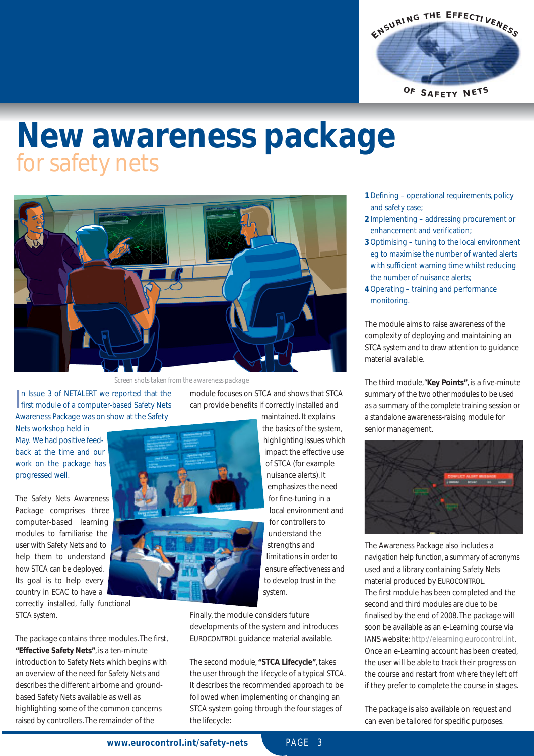# New awareness package
## for safety nets

Screen shots taken from the awareness package

In Issue 3 of NETALERT we reported that the first module of a computer-based Safety Nets Awareness Package was on show at the Safety Nets workshop held in May. We had positive feedback at the time and our work on the package has progressed well.

The Safety Nets Awareness Package comprises three computer-based learning modules to familiarise the user with Safety Nets and to help them to understand how STCA can be deployed. Its goal is to help every country in ECAC to have a correctly installed, fully functional STCA system.

The package contains three modules. The first, **"Effective Safety Nets"**, is a ten-minute introduction to Safety Nets which begins with an overview of the need for Safety Nets and describes the different airborne and ground-based Safety Nets available as well as highlighting some of the common concerns raised by controllers. The remainder of the module focuses on STCA and shows that STCA can provide benefits if correctly installed and maintained. It explains the basics of the system, highlighting issues which impact the effective use of STCA (for example nuisance alerts). It emphasizes the need for fine-tuning in a local environment and for controllers to understand the strengths and limitations in order to ensure effectiveness and to develop trust in the system.

Finally, the module considers future developments of the system and introduces EUROCONTROL guidance material available.

The second module, **"STCA Lifecycle"**, takes the user through the lifecycle of a typical STCA. It describes the recommended approach to be followed when implementing or changing an STCA system going through the four stages of the lifecycle:

1. Defining – operational requirements, policy and safety case;
2. Implementing – addressing procurement or enhancement and verification;
3. Optimising – tuning to the local environment eg to maximise the number of wanted alerts with sufficient warning time whilst reducing the number of nuisance alerts;
4. Operating – training and performance monitoring.

The module aims to raise awareness of the complexity of deploying and maintaining an STCA system and to draw attention to guidance material available.

The third module, **"Key Points"**, is a five-minute summary of the two other modules to be used as a summary of the complete training session or a standalone awareness-raising module for senior management.

The Awareness Package also includes a navigation help function, a summary of acronyms used and a library containing Safety Nets material produced by EUROCONTROL.

The first module has been completed and the second and third modules are due to be finalised by the end of 2008. The package will soon be available as an e-Learning course via IANS website: http://elearning.eurocontrol.int. Once an e-Learning account has been created, the user will be able to track their progress on the course and restart from where they left off if they prefer to complete the course in stages.

The package is also available on request and can even be tailored for specific purposes.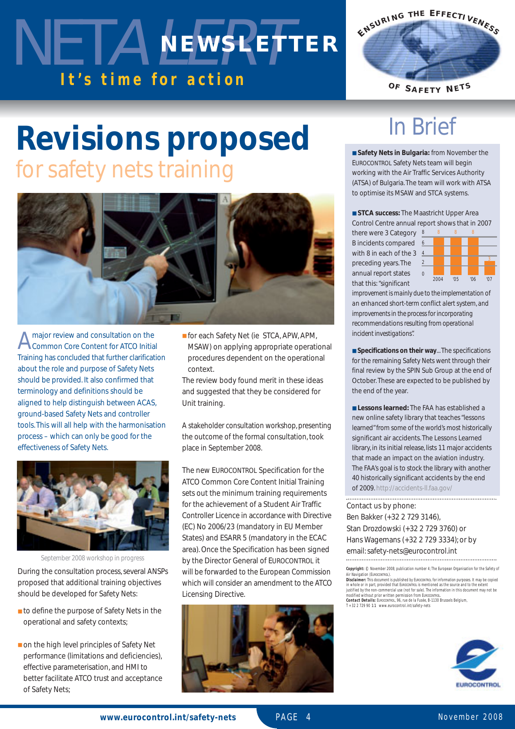# NETALERT NEWSLETTER

**It's time for action**

ENSURING THE EFFECTIVENESS OF SAFETY NETS

# Revisions proposed

## for safety nets training

A major review and consultation on the Common Core Content for ATCO Initial Training has concluded that further clarification about the role and purpose of Safety Nets should be provided. It also confirmed that terminology and definitions should be aligned to help distinguish between ACAS, ground-based Safety Nets and controller tools. This will all help with the harmonisation process – which can only be good for the effectiveness of Safety Nets.

September 2008 workshop in progress

During the consultation process, several ANSPs proposed that additional training objectives should be developed for Safety Nets:

- to define the purpose of Safety Nets in the operational and safety contexts;
- on the high level principles of Safety Net performance (limitations and deficiencies), effective parameterisation, and HMI to better facilitate ATCO trust and acceptance of Safety Nets;
- for each Safety Net (ie STCA, APW, APM, MSAW) on applying appropriate operational procedures dependent on the operational context.

The review body found merit in these ideas and suggested that they be considered for Unit training.

A stakeholder consultation workshop, presenting the outcome of the formal consultation, took place in September 2008.

The new EUROCONTROL Specification for the ATCO Common Core Content Initial Training sets out the minimum training requirements for the achievement of a Student Air Traffic Controller Licence in accordance with Directive (EC) No 2006/23 (mandatory in EU Member States) and ESARR 5 (mandatory in the ECAC area). Once the Specification has been signed by the Director General of EUROCONTROL it will be forwarded to the European Commission which will consider an amendment to the ATCO Licensing Directive.

# In Brief

**Safety Nets in Bulgaria:** from November the EUROCONTROL Safety Nets team will begin working with the Air Traffic Services Authority (ATSA) of Bulgaria. The team will work with ATSA to optimise its MSAW and STCA systems.

**STCA success:** The Maastricht Upper Area Control Centre annual report shows that in 2007 there were 3 Category B incidents compared with 8 in each of the 3 preceding years. The annual report states that this: "significant improvement is mainly due to the implementation of an enhanced short-term conflict alert system, and improvements in the process for incorporating recommendations resulting from operational incident investigations".

8
6
4
2
0
8 8 8 3
2004 '05 '06 '07

**Specifications on their way**...The specifications for the remaining Safety Nets went through their final review by the SPIN Sub Group at the end of October. These are expected to be published by the end of the year.

**Lessons learned:** The FAA has established a new online safety library that teaches "lessons learned" from some of the world's most historically significant air accidents. The Lessons Learned library, in its initial release, lists 11 major accidents that made an impact on the aviation industry. The FAA's goal is to stock the library with another 40 historically significant accidents by the end of 2009. http://accidents-ll.faa.gov/

Contact us by phone:
Ben Bakker (+32 2 729 3146),
Stan Drozdowski (+32 2 729 3760) or
Hans Wagemans (+32 2 729 3334); or by
email: safety-nets@eurocontrol.int

**Copyright:** © November 2008; publication number 4; The European Organisation for the Safety of Air Navigation (EUROCONTROL).
**Disclaimer:** This document is published by EUROCONTROL for information purposes. It may be copied in whole or in part, provided that EUROCONTROL is mentioned as the source and to the extent justified by the non-commercial use (not for sale). The information in this document may not be modified without prior written permission from EUROCONTROL.
**Contact Details:** EUROCONTROL, 96, rue de la Fusée, B-1130 Brussels Belgium, T +32 2 729 90 11 www.eurocontrol.int/safety-nets

EUROCONTROL

www.eurocontrol.int/safety-nets — November 2008